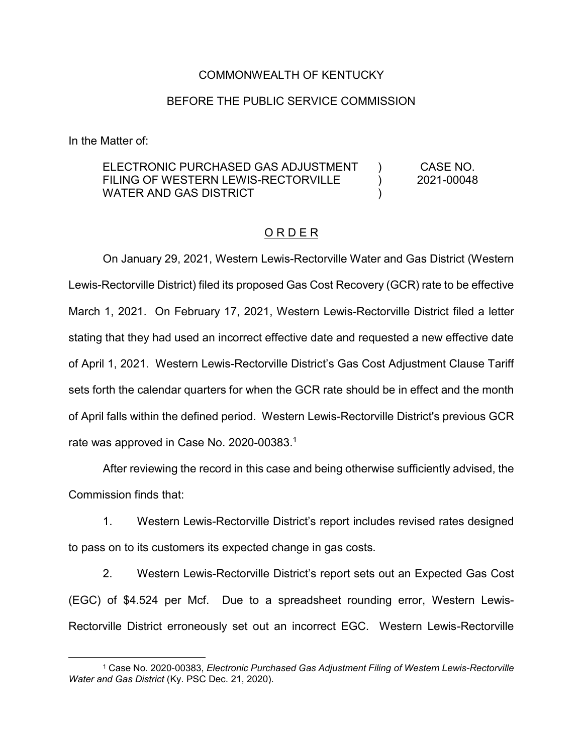COMMONWEALTH OF KENTUCKY

BEFORE THE PUBLIC SERVICE COMMISSION

In the Matter of:

| | | |
|---|---|---|
| ELECTRONIC PURCHASED GAS ADJUSTMENT FILING OF WESTERN LEWIS-RECTORVILLE WATER AND GAS DISTRICT | ) ) ) | CASE NO. 2021-00048 |

O R D E R

On January 29, 2021, Western Lewis-Rectorville Water and Gas District (Western Lewis-Rectorville District) filed its proposed Gas Cost Recovery (GCR) rate to be effective March 1, 2021. On February 17, 2021, Western Lewis-Rectorville District filed a letter stating that they had used an incorrect effective date and requested a new effective date of April 1, 2021. Western Lewis-Rectorville District's Gas Cost Adjustment Clause Tariff sets forth the calendar quarters for when the GCR rate should be in effect and the month of April falls within the defined period. Western Lewis-Rectorville District's previous GCR rate was approved in Case No. 2020-00383.[1]

After reviewing the record in this case and being otherwise sufficiently advised, the Commission finds that:

1. Western Lewis-Rectorville District's report includes revised rates designed to pass on to its customers its expected change in gas costs.

2. Western Lewis-Rectorville District's report sets out an Expected Gas Cost (EGC) of $4.524 per Mcf. Due to a spreadsheet rounding error, Western Lewis-Rectorville District erroneously set out an incorrect EGC. Western Lewis-Rectorville

---

[1] Case No. 2020-00383, *Electronic Purchased Gas Adjustment Filing of Western Lewis-Rectorville Water and Gas District* (Ky. PSC Dec. 21, 2020).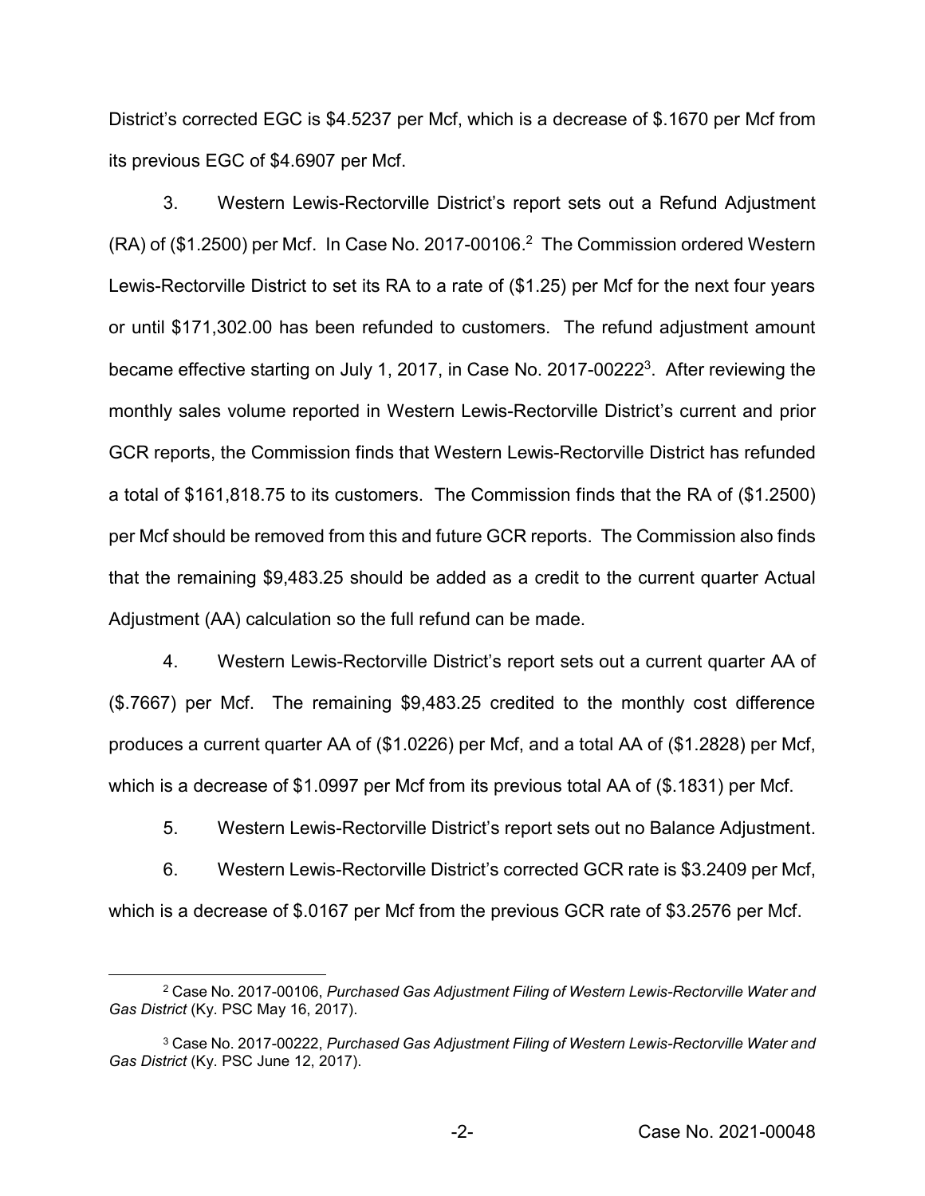District's corrected EGC is $4.5237 per Mcf, which is a decrease of $.1670 per Mcf from its previous EGC of $4.6907 per Mcf.

3. Western Lewis-Rectorville District's report sets out a Refund Adjustment (RA) of ($1.2500) per Mcf. In Case No. 2017-00106.[2] The Commission ordered Western Lewis-Rectorville District to set its RA to a rate of ($1.25) per Mcf for the next four years or until $171,302.00 has been refunded to customers. The refund adjustment amount became effective starting on July 1, 2017, in Case No. 2017-00222[3]. After reviewing the monthly sales volume reported in Western Lewis-Rectorville District's current and prior GCR reports, the Commission finds that Western Lewis-Rectorville District has refunded a total of $161,818.75 to its customers. The Commission finds that the RA of ($1.2500) per Mcf should be removed from this and future GCR reports. The Commission also finds that the remaining $9,483.25 should be added as a credit to the current quarter Actual Adjustment (AA) calculation so the full refund can be made.

4. Western Lewis-Rectorville District's report sets out a current quarter AA of ($.7667) per Mcf. The remaining $9,483.25 credited to the monthly cost difference produces a current quarter AA of ($1.0226) per Mcf, and a total AA of ($1.2828) per Mcf, which is a decrease of $1.0997 per Mcf from its previous total AA of ($.1831) per Mcf.

5. Western Lewis-Rectorville District's report sets out no Balance Adjustment.

6. Western Lewis-Rectorville District's corrected GCR rate is $3.2409 per Mcf, which is a decrease of $.0167 per Mcf from the previous GCR rate of $3.2576 per Mcf.

---

[2] Case No. 2017-00106, *Purchased Gas Adjustment Filing of Western Lewis-Rectorville Water and Gas District* (Ky. PSC May 16, 2017).

[3] Case No. 2017-00222, *Purchased Gas Adjustment Filing of Western Lewis-Rectorville Water and Gas District* (Ky. PSC June 12, 2017).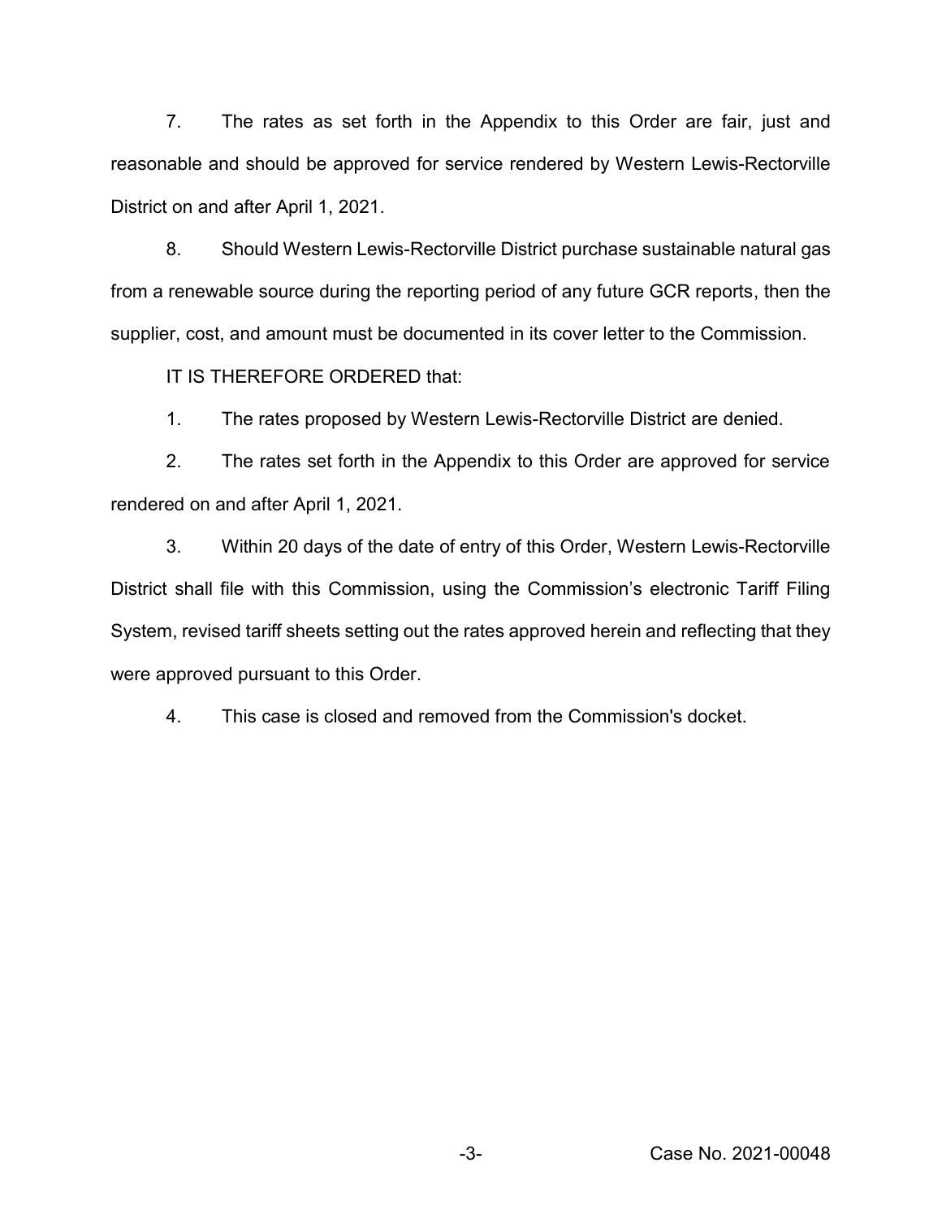7. The rates as set forth in the Appendix to this Order are fair, just and reasonable and should be approved for service rendered by Western Lewis-Rectorville District on and after April 1, 2021.

8. Should Western Lewis-Rectorville District purchase sustainable natural gas from a renewable source during the reporting period of any future GCR reports, then the supplier, cost, and amount must be documented in its cover letter to the Commission.

IT IS THEREFORE ORDERED that:

1. The rates proposed by Western Lewis-Rectorville District are denied.

2. The rates set forth in the Appendix to this Order are approved for service rendered on and after April 1, 2021.

3. Within 20 days of the date of entry of this Order, Western Lewis-Rectorville District shall file with this Commission, using the Commission's electronic Tariff Filing System, revised tariff sheets setting out the rates approved herein and reflecting that they were approved pursuant to this Order.

4. This case is closed and removed from the Commission's docket.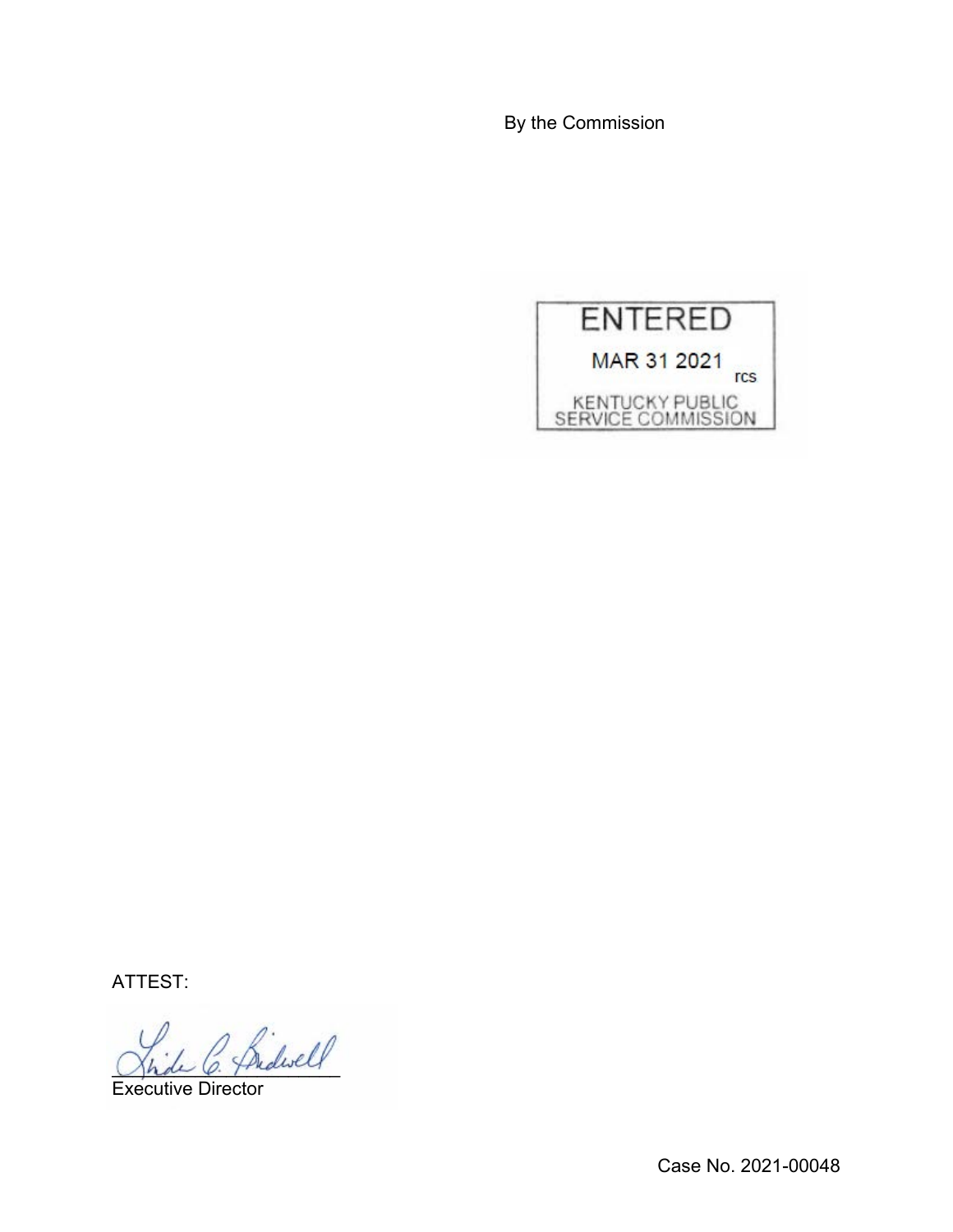By the Commission

ENTERED

MAR 31 2021

rcs

KENTUCKY PUBLIC SERVICE COMMISSION

ATTEST:

Executive Director

Case No. 2021-00048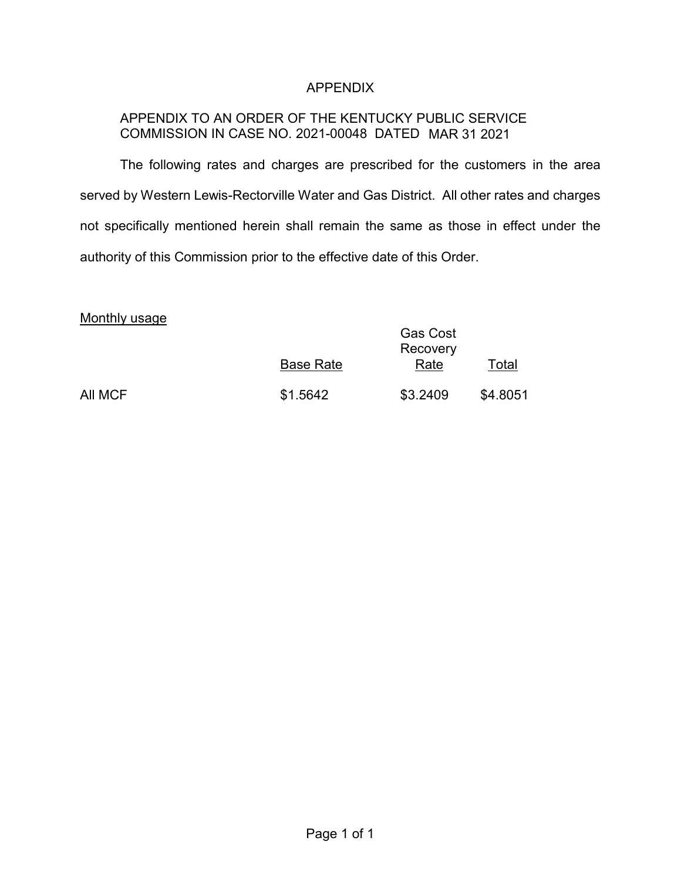# APPENDIX

APPENDIX TO AN ORDER OF THE KENTUCKY PUBLIC SERVICE COMMISSION IN CASE NO. 2021-00048 DATED MAR 31 2021

The following rates and charges are prescribed for the customers in the area served by Western Lewis-Rectorville Water and Gas District. All other rates and charges not specifically mentioned herein shall remain the same as those in effect under the authority of this Commission prior to the effective date of this Order.

Monthly usage

| | Base Rate | Gas Cost Recovery Rate | Total |
|---|---|---|---|
| All MCF | $1.5642 | $3.2409 | $4.8051 |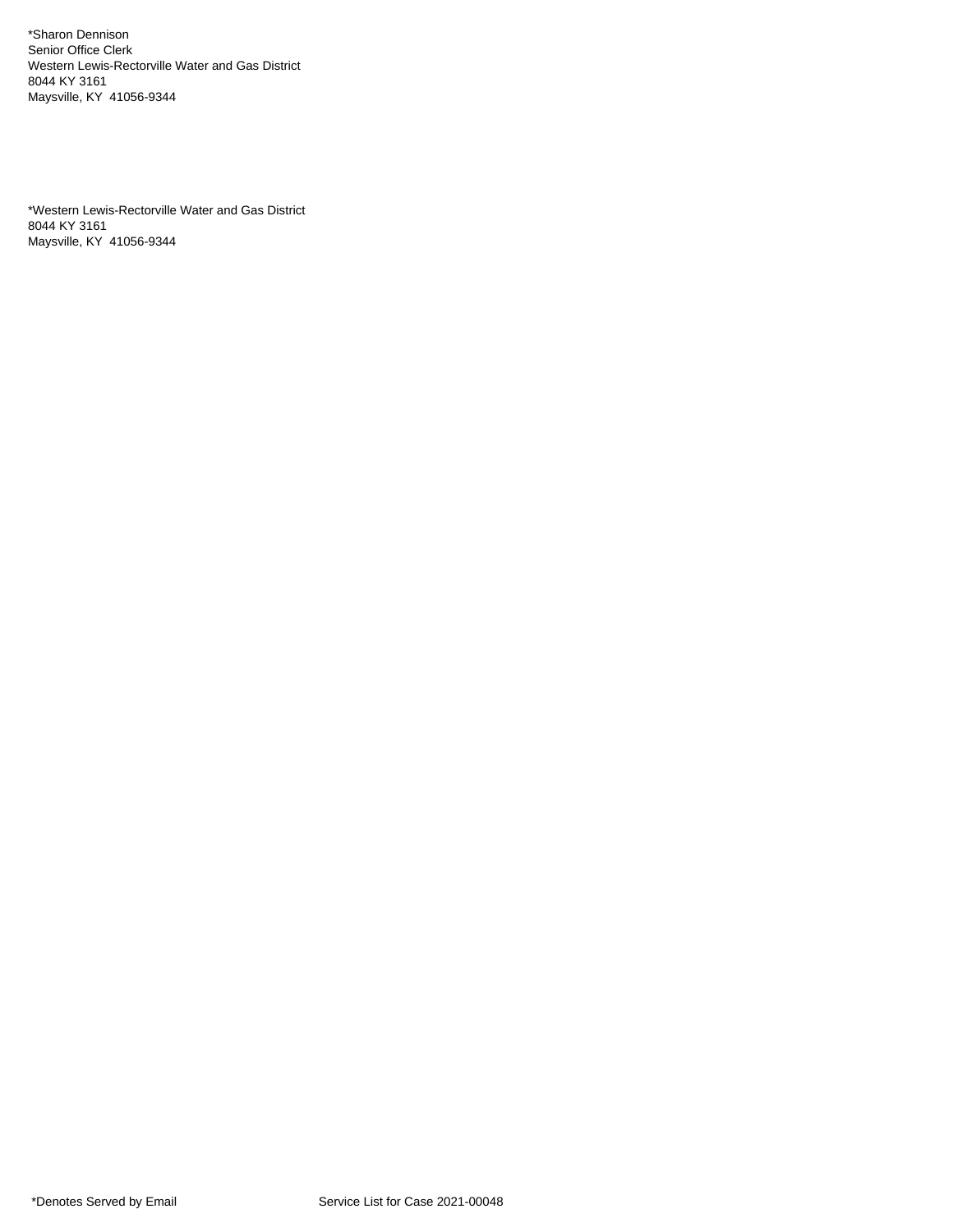*Sharon Dennison
Senior Office Clerk
Western Lewis-Rectorville Water and Gas District
8044 KY 3161
Maysville, KY  41056-9344

*Western Lewis-Rectorville Water and Gas District
8044 KY 3161
Maysville, KY  41056-9344

*Denotes Served by Email

Service List for Case 2021-00048